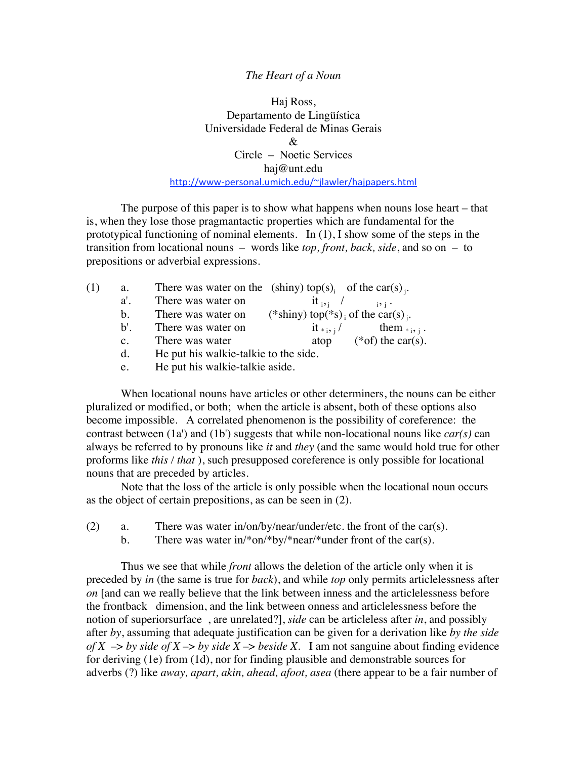*The Heart of a Noun*

Haj Ross,
Departamento de Lingüística
Universidade Federal de Minas Gerais
&
Circle – Noetic Services
haj@unt.edu
http://www-personal.umich.edu/~jlawler/hajpapers.html

The purpose of this paper is to show what happens when nouns lose heart – that is, when they lose those pragmantactic properties which are fundamental for the prototypical functioning of nominal elements. In (1), I show some of the steps in the transition from locational nouns – words like *top, front, back, side*, and so on – to prepositions or adverbial expressions.

(1)
- a. There was water on the (shiny) top(s)$_i$ of the car(s)$_j$.
- a'. There was water on it $_{i,j}$ / $_{i,j}$.
- b. There was water on (*shiny) top(*s)$_i$ of the car(s)$_j$.
- b'. There was water on it $_{*i,j}$ / them $_{*i,j}$.
- c. There was water atop (*of) the car(s).
- d. He put his walkie-talkie to the side.
- e. He put his walkie-talkie aside.

When locational nouns have articles or other determiners, the nouns can be either pluralized or modified, or both; when the article is absent, both of these options also become impossible. A correlated phenomenon is the possibility of coreference: the contrast between (1a') and (1b') suggests that while non-locational nouns like *car(s)* can always be referred to by pronouns like *it* and *they* (and the same would hold true for other proforms like *this* / *that* ), such presupposed coreference is only possible for locational nouns that are preceded by articles.

Note that the loss of the article is only possible when the locational noun occurs as the object of certain prepositions, as can be seen in (2).

(2)
- a. There was water in/on/by/near/under/etc. the front of the car(s).
- b. There was water in/*on/*by/*near/*under front of the car(s).

Thus we see that while *front* allows the deletion of the article only when it is preceded by *in* (the same is true for *back*), and while *top* only permits articlelessness after *on* [and can we really believe that the link between inness and the articlelessness before the frontback dimension, and the link between onness and articlelessness before the notion of superiorsurface , are unrelated?], *side* can be articleless after *in*, and possibly after *by*, assuming that adequate justification can be given for a derivation like *by the side of X –> by side of X –> by side X –> beside X*. I am not sanguine about finding evidence for deriving (1e) from (1d), nor for finding plausible and demonstrable sources for adverbs (?) like *away, apart, akin, ahead, afoot, asea* (there appear to be a fair number of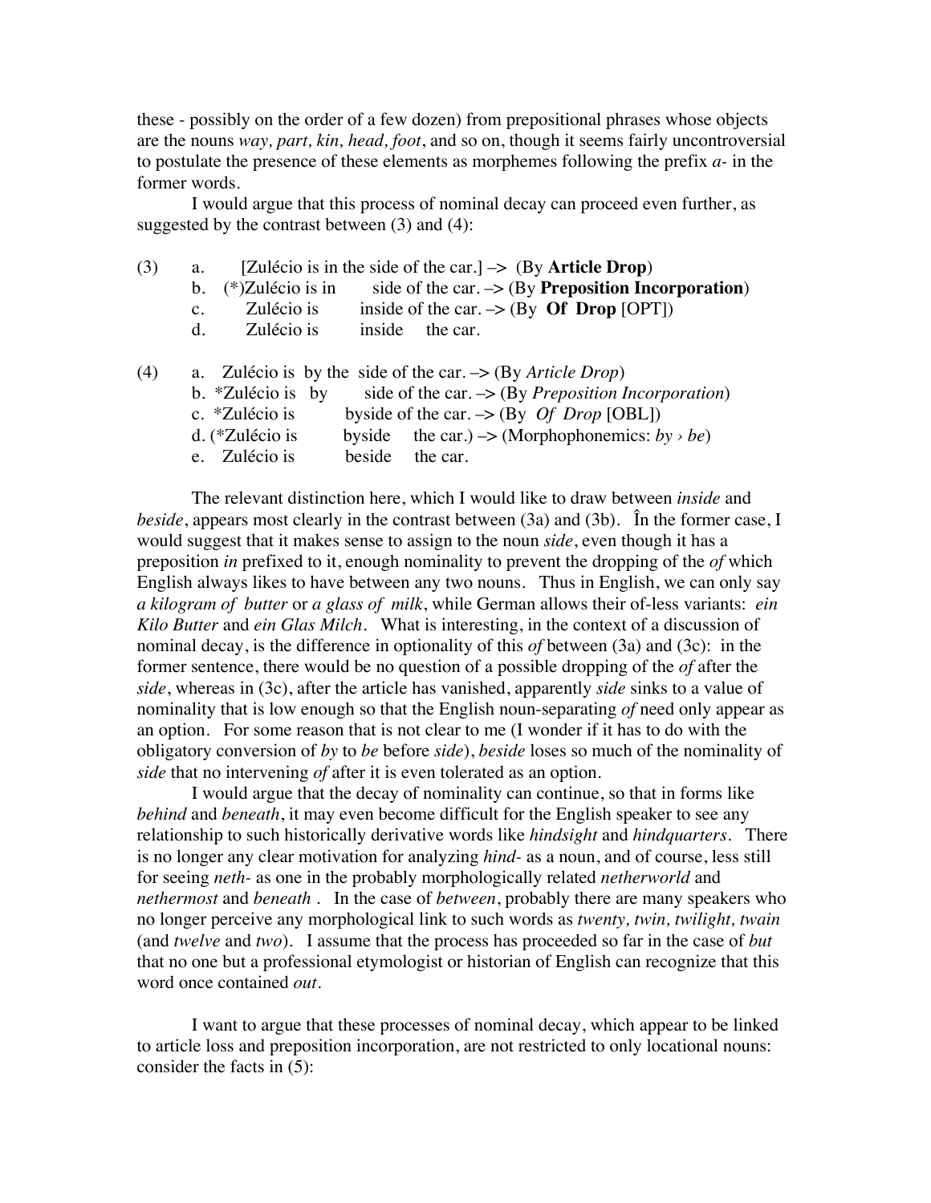these - possibly on the order of a few dozen) from prepositional phrases whose objects are the nouns *way, part, kin, head, foot*, and so on, though it seems fairly uncontroversial to postulate the presence of these elements as morphemes following the prefix *a-* in the former words.

I would argue that this process of nominal decay can proceed even further, as suggested by the contrast between (3) and (4):

(3) a. [Zulécio is in the side of the car.] –> (By **Article Drop**)
 b. (*)Zulécio is in side of the car. –> (By **Preposition Incorporation**)
 c. Zulécio is inside of the car. –> (By **Of Drop** [OPT])
 d. Zulécio is inside the car.

(4) a. Zulécio is by the side of the car. –> (By *Article Drop*)
 b. *Zulécio is by side of the car. –> (By *Preposition Incorporation*)
 c. *Zulécio is byside of the car. –> (By *Of Drop* [OBL])
 d. (*Zulécio is byside the car.) –> (Morphophonemics: *by › be*)
 e. Zulécio is beside the car.

The relevant distinction here, which I would like to draw between *inside* and *beside*, appears most clearly in the contrast between (3a) and (3b). În the former case, I would suggest that it makes sense to assign to the noun *side*, even though it has a preposition *in* prefixed to it, enough nominality to prevent the dropping of the *of* which English always likes to have between any two nouns. Thus in English, we can only say *a kilogram of butter* or *a glass of milk*, while German allows their of-less variants: *ein Kilo Butter* and *ein Glas Milch*. What is interesting, in the context of a discussion of nominal decay, is the difference in optionality of this *of* between (3a) and (3c): in the former sentence, there would be no question of a possible dropping of the *of* after the *side*, whereas in (3c), after the article has vanished, apparently *side* sinks to a value of nominality that is low enough so that the English noun-separating *of* need only appear as an option. For some reason that is not clear to me (I wonder if it has to do with the obligatory conversion of *by* to *be* before *side*), *beside* loses so much of the nominality of *side* that no intervening *of* after it is even tolerated as an option.

I would argue that the decay of nominality can continue, so that in forms like *behind* and *beneath*, it may even become difficult for the English speaker to see any relationship to such historically derivative words like *hindsight* and *hindquarters*. There is no longer any clear motivation for analyzing *hind-* as a noun, and of course, less still for seeing *neth-* as one in the probably morphologically related *netherworld* and *nethermost* and *beneath* . In the case of *between*, probably there are many speakers who no longer perceive any morphological link to such words as *twenty, twin, twilight, twain* (and *twelve* and *two*). I assume that the process has proceeded so far in the case of *but* that no one but a professional etymologist or historian of English can recognize that this word once contained *out*.

I want to argue that these processes of nominal decay, which appear to be linked to article loss and preposition incorporation, are not restricted to only locational nouns: consider the facts in (5):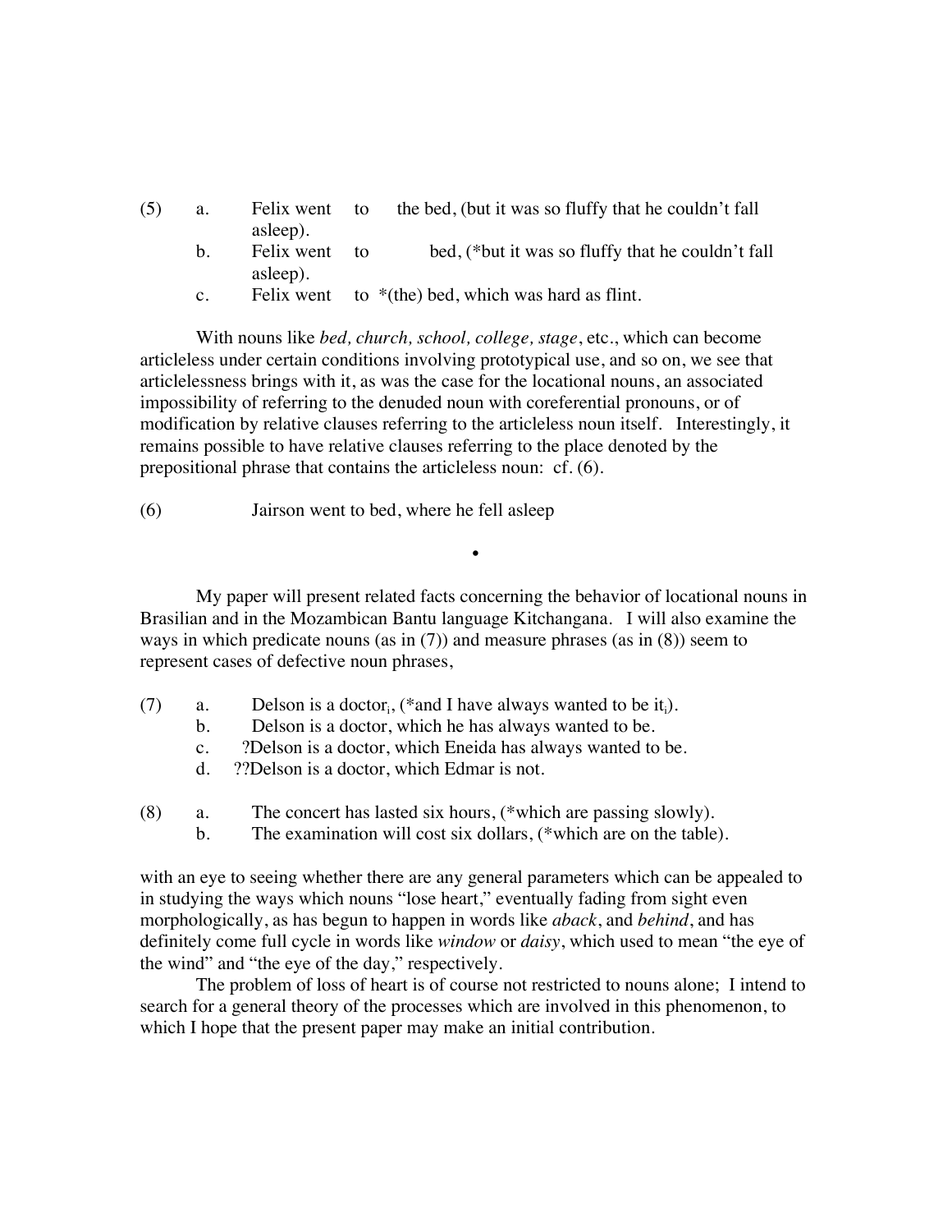(5) a. Felix went to the bed, (but it was so fluffy that he couldn't fall asleep).
    b. Felix went to bed, (*but it was so fluffy that he couldn't fall asleep).
    c. Felix went to *(the) bed, which was hard as flint.

With nouns like *bed, church, school, college, stage*, etc., which can become articleless under certain conditions involving prototypical use, and so on, we see that articlelessness brings with it, as was the case for the locational nouns, an associated impossibility of referring to the denuded noun with coreferential pronouns, or of modification by relative clauses referring to the articleless noun itself. Interestingly, it remains possible to have relative clauses referring to the place denoted by the prepositional phrase that contains the articleless noun: cf. (6).

(6) Jairson went to bed, where he fell asleep

•

My paper will present related facts concerning the behavior of locational nouns in Brasilian and in the Mozambican Bantu language Kitchangana. I will also examine the ways in which predicate nouns (as in (7)) and measure phrases (as in (8)) seem to represent cases of defective noun phrases,

(7) a. Delson is a doctor$_i$, (*and I have always wanted to be it$_i$).
    b. Delson is a doctor, which he has always wanted to be.
    c. ?Delson is a doctor, which Eneida has always wanted to be.
    d. ??Delson is a doctor, which Edmar is not.

(8) a. The concert has lasted six hours, (*which are passing slowly).
    b. The examination will cost six dollars, (*which are on the table).

with an eye to seeing whether there are any general parameters which can be appealed to in studying the ways which nouns "lose heart," eventually fading from sight even morphologically, as has begun to happen in words like *aback*, and *behind*, and has definitely come full cycle in words like *window* or *daisy*, which used to mean "the eye of the wind" and "the eye of the day," respectively.

The problem of loss of heart is of course not restricted to nouns alone; I intend to search for a general theory of the processes which are involved in this phenomenon, to which I hope that the present paper may make an initial contribution.